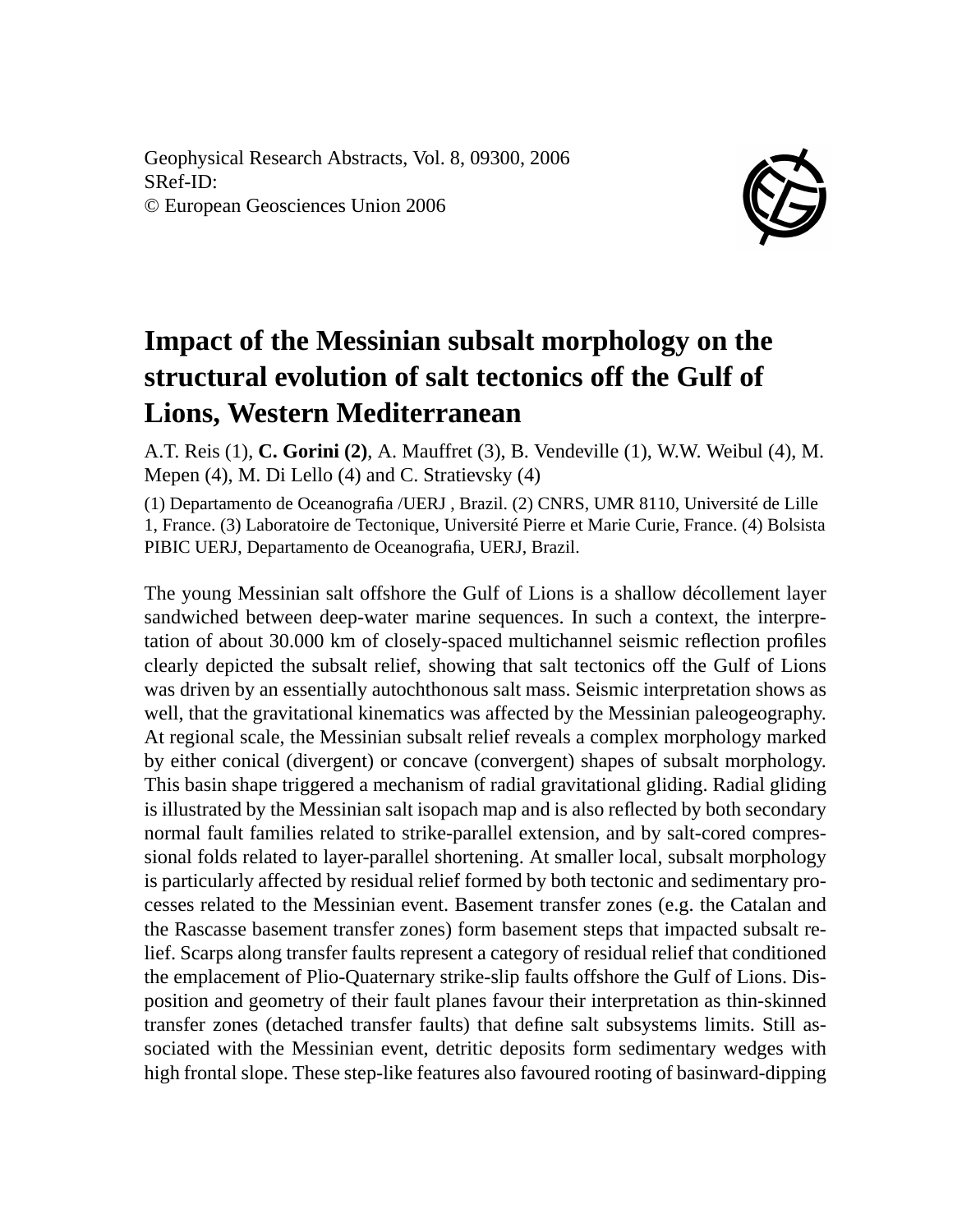Geophysical Research Abstracts, Vol. 8, 09300, 2006
SRef-ID:
© European Geosciences Union 2006

# Impact of the Messinian subsalt morphology on the structural evolution of salt tectonics off the Gulf of Lions, Western Mediterranean

A.T. Reis (1), **C. Gorini (2)**, A. Mauffret (3), B. Vendeville (1), W.W. Weibul (4), M. Mepen (4), M. Di Lello (4) and C. Stratievsky (4)

(1) Departamento de Oceanografia /UERJ , Brazil. (2) CNRS, UMR 8110, Université de Lille 1, France. (3) Laboratoire de Tectonique, Université Pierre et Marie Curie, France. (4) Bolsista PIBIC UERJ, Departamento de Oceanografia, UERJ, Brazil.

The young Messinian salt offshore the Gulf of Lions is a shallow décollement layer sandwiched between deep-water marine sequences. In such a context, the interpretation of about 30.000 km of closely-spaced multichannel seismic reflection profiles clearly depicted the subsalt relief, showing that salt tectonics off the Gulf of Lions was driven by an essentially autochthonous salt mass. Seismic interpretation shows as well, that the gravitational kinematics was affected by the Messinian paleogeography. At regional scale, the Messinian subsalt relief reveals a complex morphology marked by either conical (divergent) or concave (convergent) shapes of subsalt morphology. This basin shape triggered a mechanism of radial gravitational gliding. Radial gliding is illustrated by the Messinian salt isopach map and is also reflected by both secondary normal fault families related to strike-parallel extension, and by salt-cored compressional folds related to layer-parallel shortening. At smaller local, subsalt morphology is particularly affected by residual relief formed by both tectonic and sedimentary processes related to the Messinian event. Basement transfer zones (e.g. the Catalan and the Rascasse basement transfer zones) form basement steps that impacted subsalt relief. Scarps along transfer faults represent a category of residual relief that conditioned the emplacement of Plio-Quaternary strike-slip faults offshore the Gulf of Lions. Disposition and geometry of their fault planes favour their interpretation as thin-skinned transfer zones (detached transfer faults) that define salt subsystems limits. Still associated with the Messinian event, detritic deposits form sedimentary wedges with high frontal slope. These step-like features also favoured rooting of basinward-dipping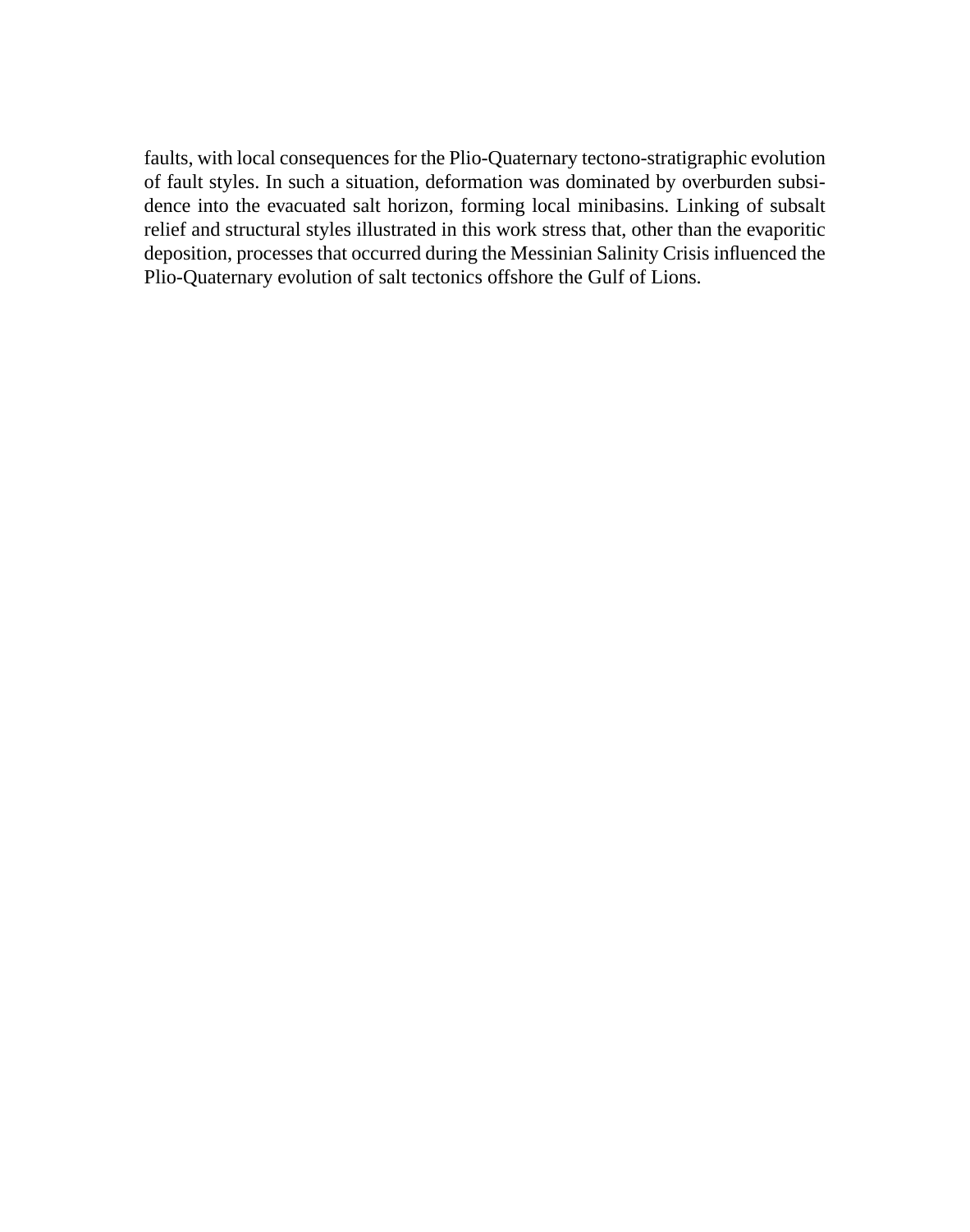faults, with local consequences for the Plio-Quaternary tectono-stratigraphic evolution of fault styles. In such a situation, deformation was dominated by overburden subsidence into the evacuated salt horizon, forming local minibasins. Linking of subsalt relief and structural styles illustrated in this work stress that, other than the evaporitic deposition, processes that occurred during the Messinian Salinity Crisis influenced the Plio-Quaternary evolution of salt tectonics offshore the Gulf of Lions.